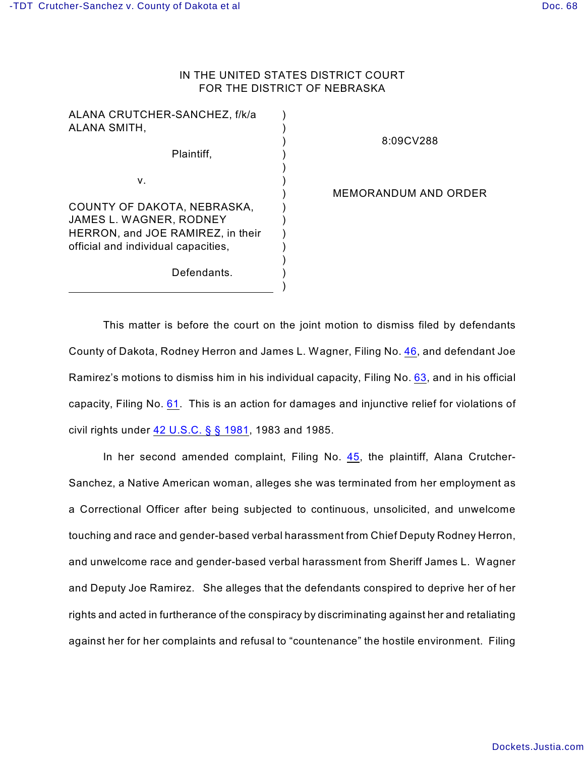IN THE UNITED STATES DISTRICT COURT
FOR THE DISTRICT OF NEBRASKA

ALANA CRUTCHER-SANCHEZ, f/k/a ALANA SMITH,

Plaintiff,

v.

COUNTY OF DAKOTA, NEBRASKA, JAMES L. WAGNER, RODNEY HERRON, and JOE RAMIREZ, in their official and individual capacities,

Defendants.

8:09CV288

MEMORANDUM AND ORDER

This matter is before the court on the joint motion to dismiss filed by defendants County of Dakota, Rodney Herron and James L. Wagner, Filing No. 46, and defendant Joe Ramirez's motions to dismiss him in his individual capacity, Filing No. 63, and in his official capacity, Filing No. 61. This is an action for damages and injunctive relief for violations of civil rights under 42 U.S.C. § § 1981, 1983 and 1985.

In her second amended complaint, Filing No. 45, the plaintiff, Alana Crutcher-Sanchez, a Native American woman, alleges she was terminated from her employment as a Correctional Officer after being subjected to continuous, unsolicited, and unwelcome touching and race and gender-based verbal harassment from Chief Deputy Rodney Herron, and unwelcome race and gender-based verbal harassment from Sheriff James L. Wagner and Deputy Joe Ramirez. She alleges that the defendants conspired to deprive her of her rights and acted in furtherance of the conspiracy by discriminating against her and retaliating against her for her complaints and refusal to "countenance" the hostile environment. Filing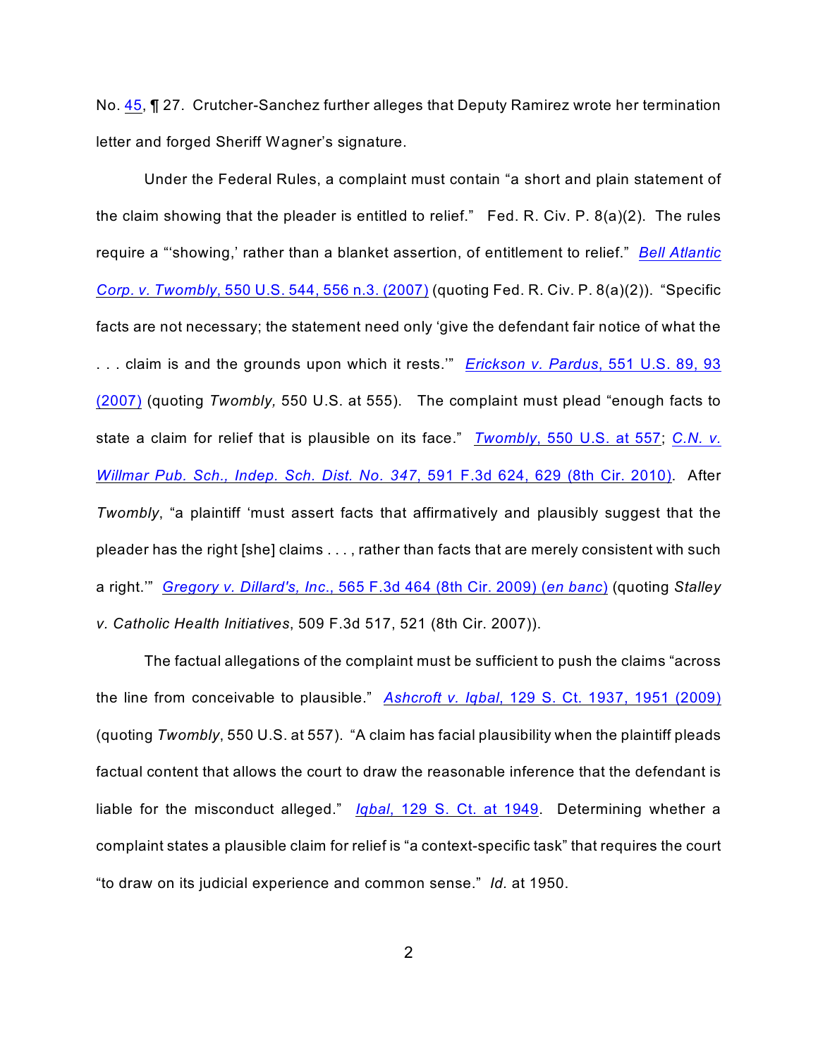No. 45, ¶ 27. Crutcher-Sanchez further alleges that Deputy Ramirez wrote her termination letter and forged Sheriff Wagner's signature.

Under the Federal Rules, a complaint must contain "a short and plain statement of the claim showing that the pleader is entitled to relief." Fed. R. Civ. P. 8(a)(2). The rules require a "'showing,' rather than a blanket assertion, of entitlement to relief." *Bell Atlantic Corp. v. Twombly*, 550 U.S. 544, 556 n.3. (2007) (quoting Fed. R. Civ. P. 8(a)(2)). "Specific facts are not necessary; the statement need only 'give the defendant fair notice of what the . . . claim is and the grounds upon which it rests.'" *Erickson v. Pardus*, 551 U.S. 89, 93 (2007) (quoting *Twombly,* 550 U.S. at 555). The complaint must plead "enough facts to state a claim for relief that is plausible on its face." *Twombly*, 550 U.S. at 557; *C.N. v. Willmar Pub. Sch., Indep. Sch. Dist. No. 347*, 591 F.3d 624, 629 (8th Cir. 2010). After *Twombly*, "a plaintiff 'must assert facts that affirmatively and plausibly suggest that the pleader has the right [she] claims . . . , rather than facts that are merely consistent with such a right.'" *Gregory v. Dillard's, Inc.*, 565 F.3d 464 (8th Cir. 2009) (*en banc*) (quoting *Stalley v. Catholic Health Initiatives*, 509 F.3d 517, 521 (8th Cir. 2007)).

The factual allegations of the complaint must be sufficient to push the claims "across the line from conceivable to plausible." *Ashcroft v. Iqbal*, 129 S. Ct. 1937, 1951 (2009) (quoting *Twombly*, 550 U.S. at 557). "A claim has facial plausibility when the plaintiff pleads factual content that allows the court to draw the reasonable inference that the defendant is liable for the misconduct alleged." *Iqbal*, 129 S. Ct. at 1949. Determining whether a complaint states a plausible claim for relief is "a context-specific task" that requires the court "to draw on its judicial experience and common sense." *Id.* at 1950.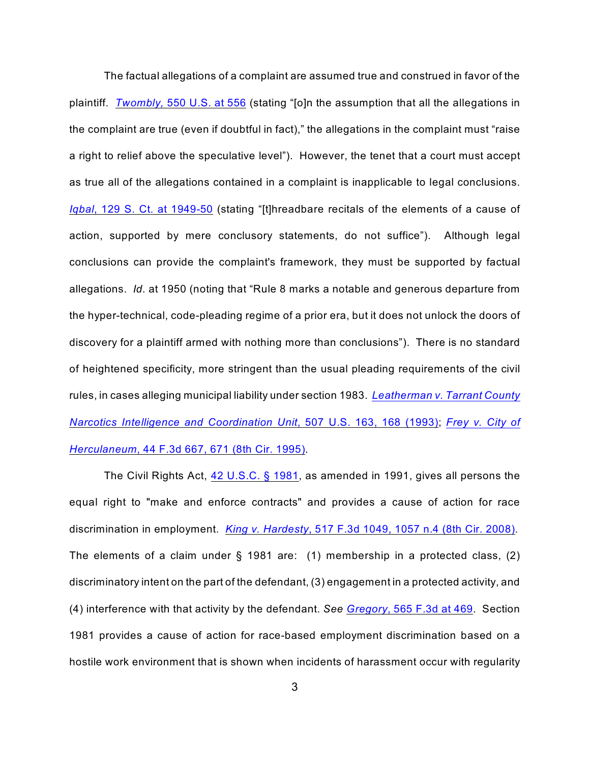The factual allegations of a complaint are assumed true and construed in favor of the plaintiff. *Twombly,* 550 U.S. at 556 (stating "[o]n the assumption that all the allegations in the complaint are true (even if doubtful in fact)," the allegations in the complaint must "raise a right to relief above the speculative level"). However, the tenet that a court must accept as true all of the allegations contained in a complaint is inapplicable to legal conclusions. *Iqbal*, 129 S. Ct. at 1949-50 (stating "[t]hreadbare recitals of the elements of a cause of action, supported by mere conclusory statements, do not suffice"). Although legal conclusions can provide the complaint's framework, they must be supported by factual allegations. *Id.* at 1950 (noting that "Rule 8 marks a notable and generous departure from the hyper-technical, code-pleading regime of a prior era, but it does not unlock the doors of discovery for a plaintiff armed with nothing more than conclusions"). There is no standard of heightened specificity, more stringent than the usual pleading requirements of the civil rules, in cases alleging municipal liability under section 1983. *Leatherman v. Tarrant County Narcotics Intelligence and Coordination Unit*, 507 U.S. 163, 168 (1993); *Frey v. City of Herculaneum*, 44 F.3d 667, 671 (8th Cir. 1995).

The Civil Rights Act, 42 U.S.C. § 1981, as amended in 1991, gives all persons the equal right to "make and enforce contracts" and provides a cause of action for race discrimination in employment. *King v. Hardesty*, 517 F.3d 1049, 1057 n.4 (8th Cir. 2008). The elements of a claim under § 1981 are: (1) membership in a protected class, (2) discriminatory intent on the part of the defendant, (3) engagement in a protected activity, and (4) interference with that activity by the defendant. *See* *Gregory*, 565 F.3d at 469. Section 1981 provides a cause of action for race-based employment discrimination based on a hostile work environment that is shown when incidents of harassment occur with regularity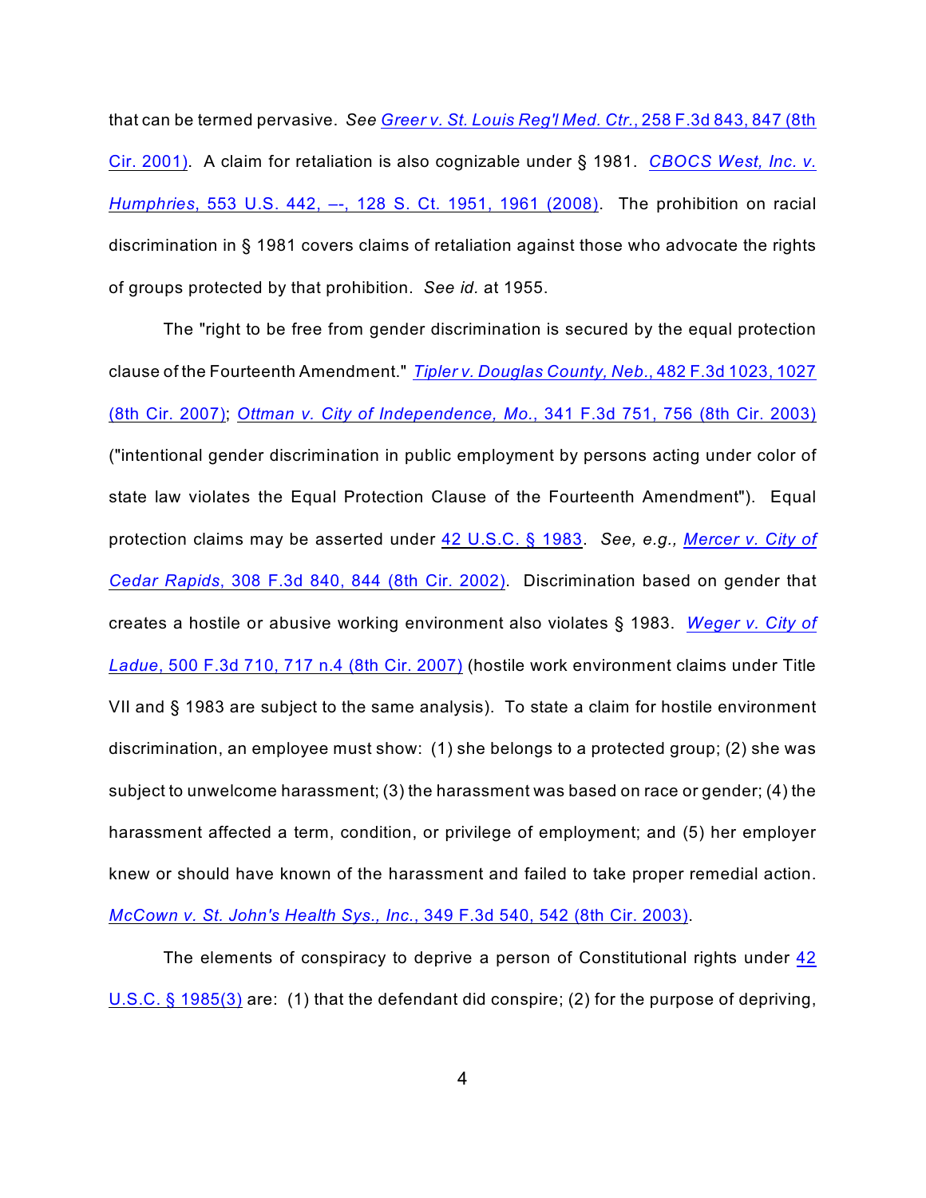that can be termed pervasive. *See Greer v. St. Louis Reg'l Med. Ctr.*, 258 F.3d 843, 847 (8th Cir. 2001). A claim for retaliation is also cognizable under § 1981. *CBOCS West, Inc. v. Humphries*, 553 U.S. 442, –-, 128 S. Ct. 1951, 1961 (2008). The prohibition on racial discrimination in § 1981 covers claims of retaliation against those who advocate the rights of groups protected by that prohibition. *See id.* at 1955.

The "right to be free from gender discrimination is secured by the equal protection clause of the Fourteenth Amendment." *Tipler v. Douglas County, Neb.*, 482 F.3d 1023, 1027 (8th Cir. 2007); *Ottman v. City of Independence, Mo.*, 341 F.3d 751, 756 (8th Cir. 2003) ("intentional gender discrimination in public employment by persons acting under color of state law violates the Equal Protection Clause of the Fourteenth Amendment"). Equal protection claims may be asserted under 42 U.S.C. § 1983. *See, e.g., Mercer v. City of Cedar Rapids*, 308 F.3d 840, 844 (8th Cir. 2002). Discrimination based on gender that creates a hostile or abusive working environment also violates § 1983. *Weger v. City of Ladue*, 500 F.3d 710, 717 n.4 (8th Cir. 2007) (hostile work environment claims under Title VII and § 1983 are subject to the same analysis). To state a claim for hostile environment discrimination, an employee must show: (1) she belongs to a protected group; (2) she was subject to unwelcome harassment; (3) the harassment was based on race or gender; (4) the harassment affected a term, condition, or privilege of employment; and (5) her employer knew or should have known of the harassment and failed to take proper remedial action. *McCown v. St. John's Health Sys., Inc.*, 349 F.3d 540, 542 (8th Cir. 2003).

The elements of conspiracy to deprive a person of Constitutional rights under 42 U.S.C. § 1985(3) are: (1) that the defendant did conspire; (2) for the purpose of depriving,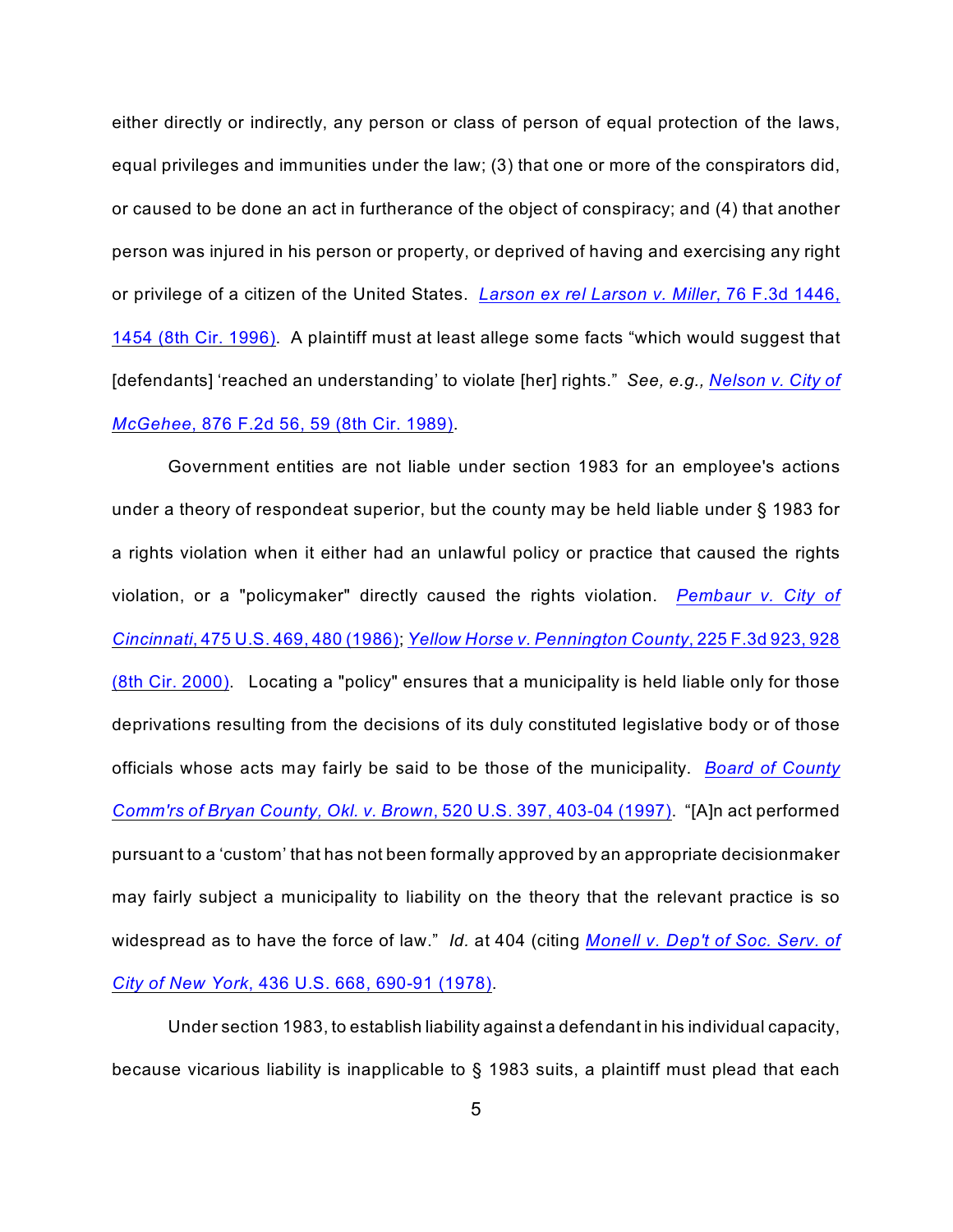either directly or indirectly, any person or class of person of equal protection of the laws, equal privileges and immunities under the law; (3) that one or more of the conspirators did, or caused to be done an act in furtherance of the object of conspiracy; and (4) that another person was injured in his person or property, or deprived of having and exercising any right or privilege of a citizen of the United States. *Larson ex rel Larson v. Miller*, 76 F.3d 1446, 1454 (8th Cir. 1996). A plaintiff must at least allege some facts "which would suggest that [defendants] 'reached an understanding' to violate [her] rights." *See, e.g., Nelson v. City of McGehee*, 876 F.2d 56, 59 (8th Cir. 1989).

Government entities are not liable under section 1983 for an employee's actions under a theory of respondeat superior, but the county may be held liable under § 1983 for a rights violation when it either had an unlawful policy or practice that caused the rights violation, or a "policymaker" directly caused the rights violation. *Pembaur v. City of Cincinnati*, 475 U.S. 469, 480 (1986); *Yellow Horse v. Pennington County*, 225 F.3d 923, 928 (8th Cir. 2000). Locating a "policy" ensures that a municipality is held liable only for those deprivations resulting from the decisions of its duly constituted legislative body or of those officials whose acts may fairly be said to be those of the municipality. *Board of County Comm'rs of Bryan County, Okl. v. Brown*, 520 U.S. 397, 403-04 (1997). "[A]n act performed pursuant to a 'custom' that has not been formally approved by an appropriate decisionmaker may fairly subject a municipality to liability on the theory that the relevant practice is so widespread as to have the force of law." *Id.* at 404 (citing *Monell v. Dep't of Soc. Serv. of City of New York*, 436 U.S. 668, 690-91 (1978).

Under section 1983, to establish liability against a defendant in his individual capacity, because vicarious liability is inapplicable to § 1983 suits, a plaintiff must plead that each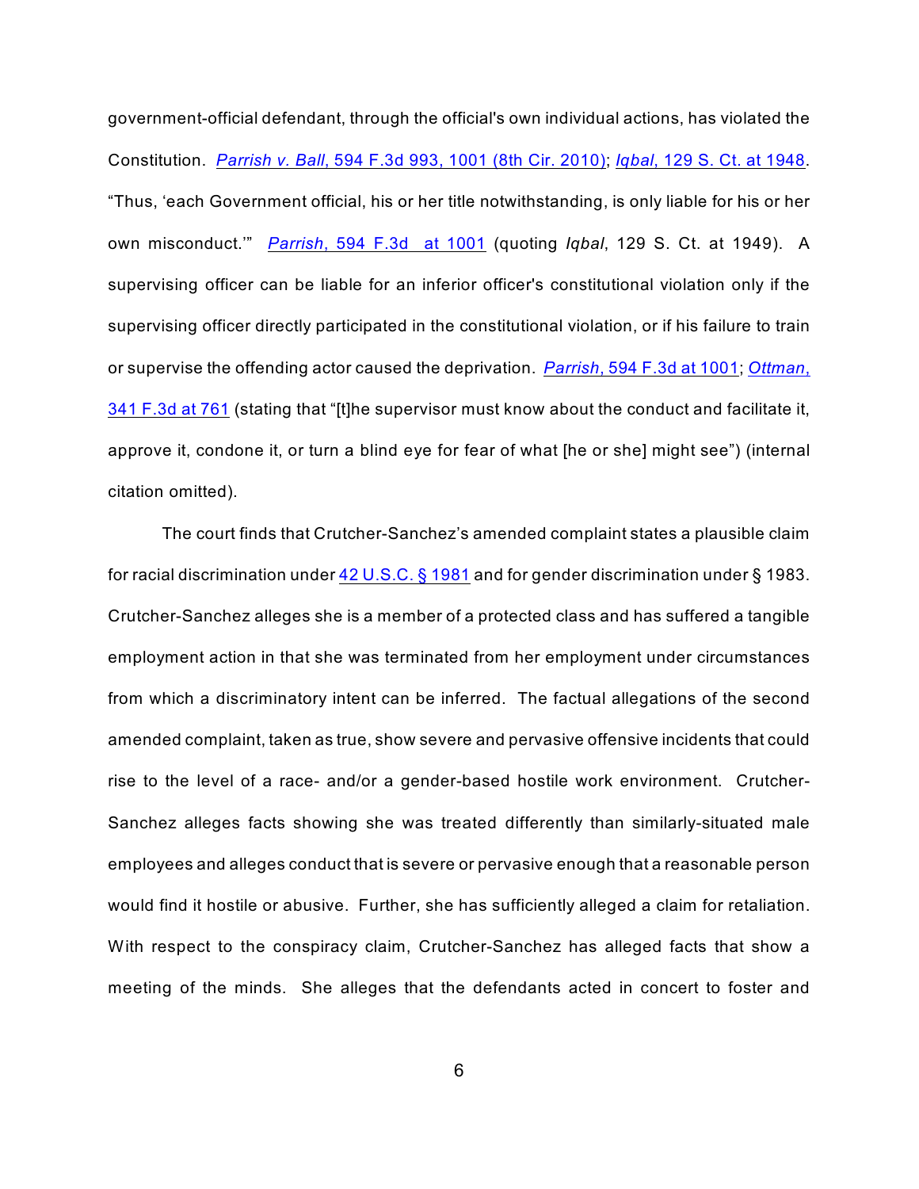government-official defendant, through the official's own individual actions, has violated the Constitution. *Parrish v. Ball*, 594 F.3d 993, 1001 (8th Cir. 2010); *Iqbal*, 129 S. Ct. at 1948. "Thus, 'each Government official, his or her title notwithstanding, is only liable for his or her own misconduct.'" *Parrish*, 594 F.3d at 1001 (quoting *Iqbal*, 129 S. Ct. at 1949). A supervising officer can be liable for an inferior officer's constitutional violation only if the supervising officer directly participated in the constitutional violation, or if his failure to train or supervise the offending actor caused the deprivation. *Parrish*, 594 F.3d at 1001; *Ottman*, 341 F.3d at 761 (stating that "[t]he supervisor must know about the conduct and facilitate it, approve it, condone it, or turn a blind eye for fear of what [he or she] might see") (internal citation omitted).

The court finds that Crutcher-Sanchez's amended complaint states a plausible claim for racial discrimination under 42 U.S.C. § 1981 and for gender discrimination under § 1983. Crutcher-Sanchez alleges she is a member of a protected class and has suffered a tangible employment action in that she was terminated from her employment under circumstances from which a discriminatory intent can be inferred. The factual allegations of the second amended complaint, taken as true, show severe and pervasive offensive incidents that could rise to the level of a race- and/or a gender-based hostile work environment. Crutcher-Sanchez alleges facts showing she was treated differently than similarly-situated male employees and alleges conduct that is severe or pervasive enough that a reasonable person would find it hostile or abusive. Further, she has sufficiently alleged a claim for retaliation. With respect to the conspiracy claim, Crutcher-Sanchez has alleged facts that show a meeting of the minds. She alleges that the defendants acted in concert to foster and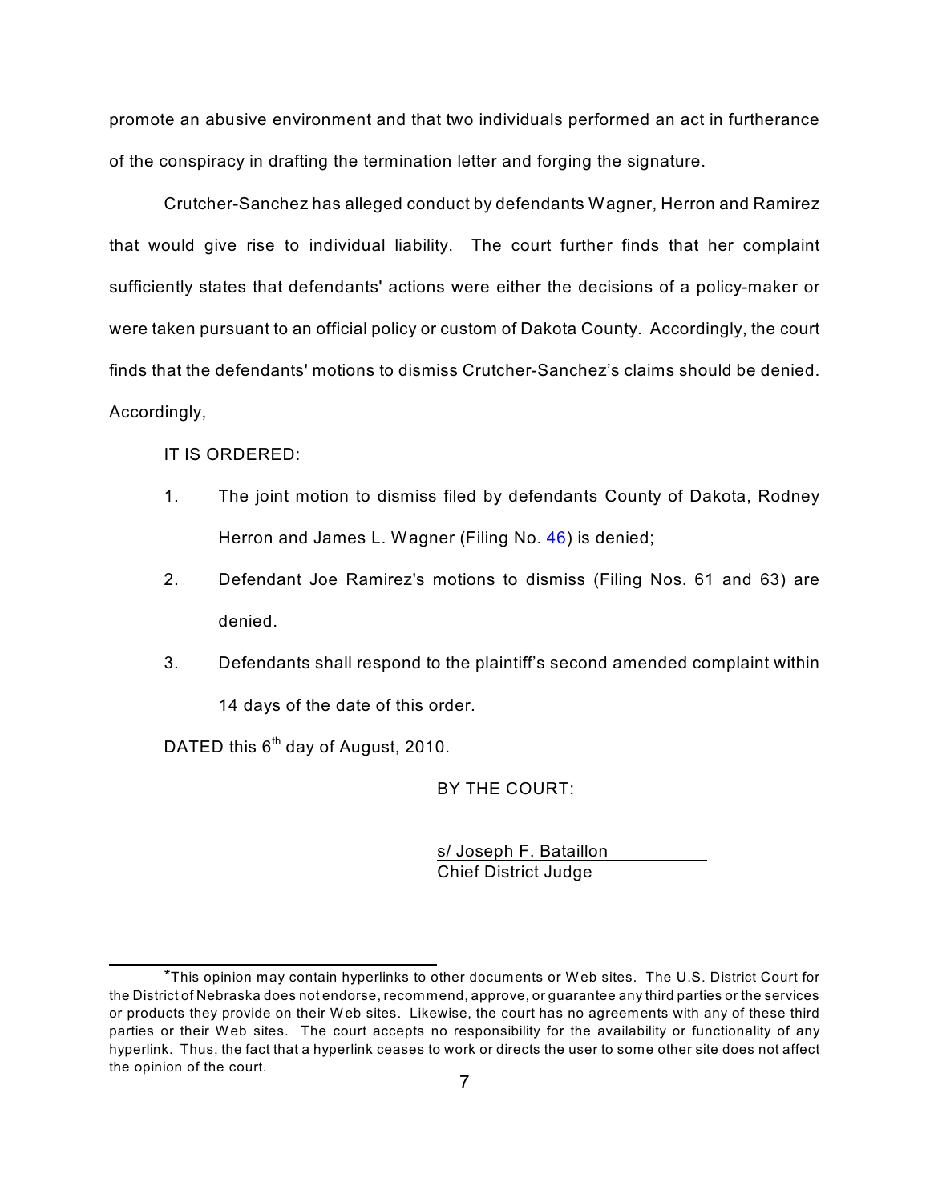promote an abusive environment and that two individuals performed an act in furtherance of the conspiracy in drafting the termination letter and forging the signature.

Crutcher-Sanchez has alleged conduct by defendants Wagner, Herron and Ramirez that would give rise to individual liability. The court further finds that her complaint sufficiently states that defendants' actions were either the decisions of a policy-maker or were taken pursuant to an official policy or custom of Dakota County. Accordingly, the court finds that the defendants' motions to dismiss Crutcher-Sanchez's claims should be denied. Accordingly,

IT IS ORDERED:

1. The joint motion to dismiss filed by defendants County of Dakota, Rodney Herron and James L. Wagner (Filing No. 46) is denied;
2. Defendant Joe Ramirez's motions to dismiss (Filing Nos. 61 and 63) are denied.
3. Defendants shall respond to the plaintiff's second amended complaint within 14 days of the date of this order.

DATED this 6th day of August, 2010.

BY THE COURT:

s/ Joseph F. Bataillon
Chief District Judge

---

*This opinion may contain hyperlinks to other documents or Web sites. The U.S. District Court for the District of Nebraska does not endorse, recommend, approve, or guarantee any third parties or the services or products they provide on their Web sites. Likewise, the court has no agreements with any of these third parties or their Web sites. The court accepts no responsibility for the availability or functionality of any hyperlink. Thus, the fact that a hyperlink ceases to work or directs the user to some other site does not affect the opinion of the court.